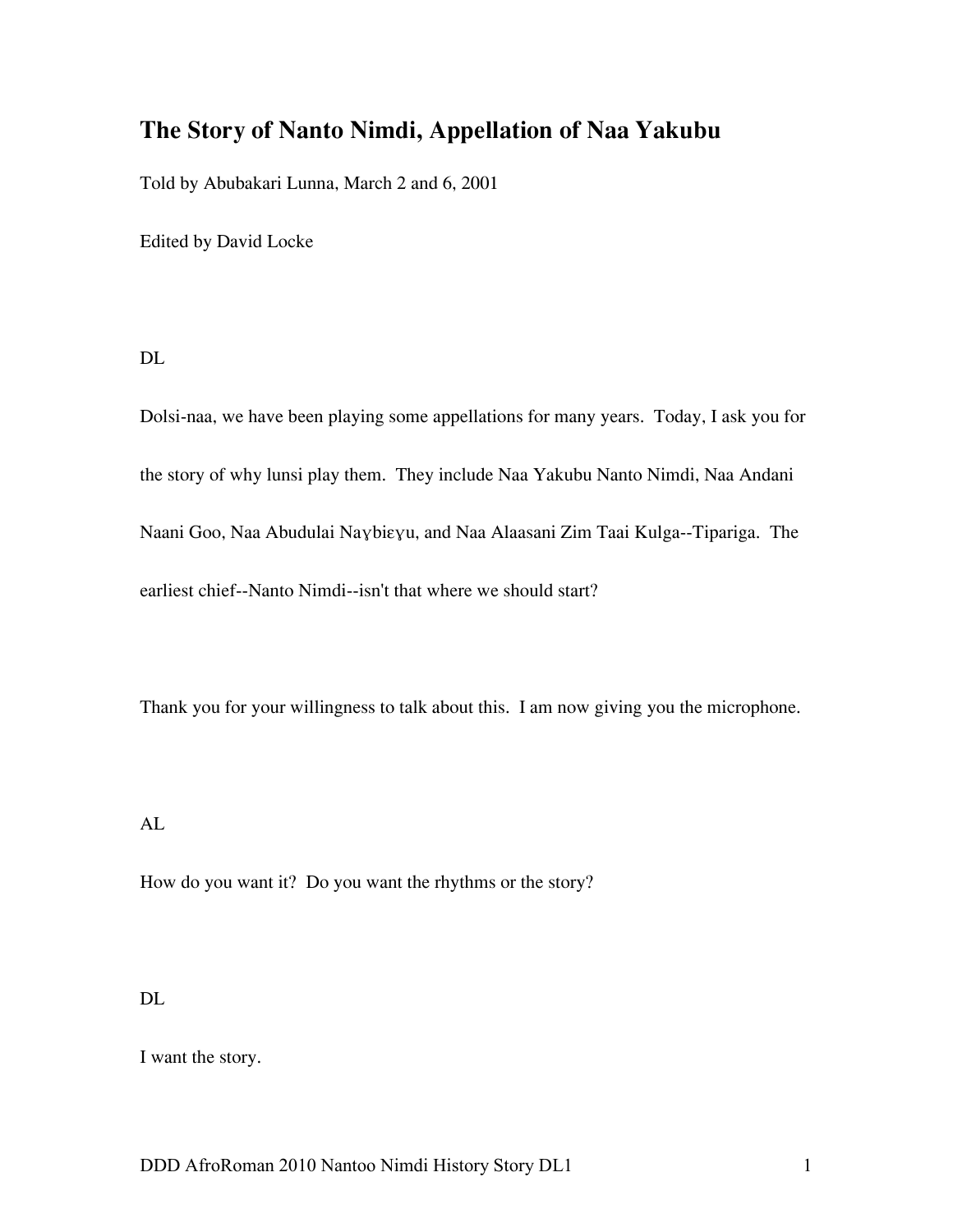# The Story of Nanto Nimdi, Appellation of Naa Yakubu

Told by Abubakari Lunna, March 2 and 6, 2001

Edited by David Locke

DL

Dolsi-naa, we have been playing some appellations for many years. Today, I ask you for the story of why lunsi play them. They include Naa Yakubu Nanto Nimdi, Naa Andani Naani Goo, Naa Abudulai Naɣbiɛɣu, and Naa Alaasani Zim Taai Kulga--Tipariga. The earliest chief--Nanto Nimdi--isn't that where we should start?

Thank you for your willingness to talk about this. I am now giving you the microphone.

AL

How do you want it? Do you want the rhythms or the story?

DL

I want the story.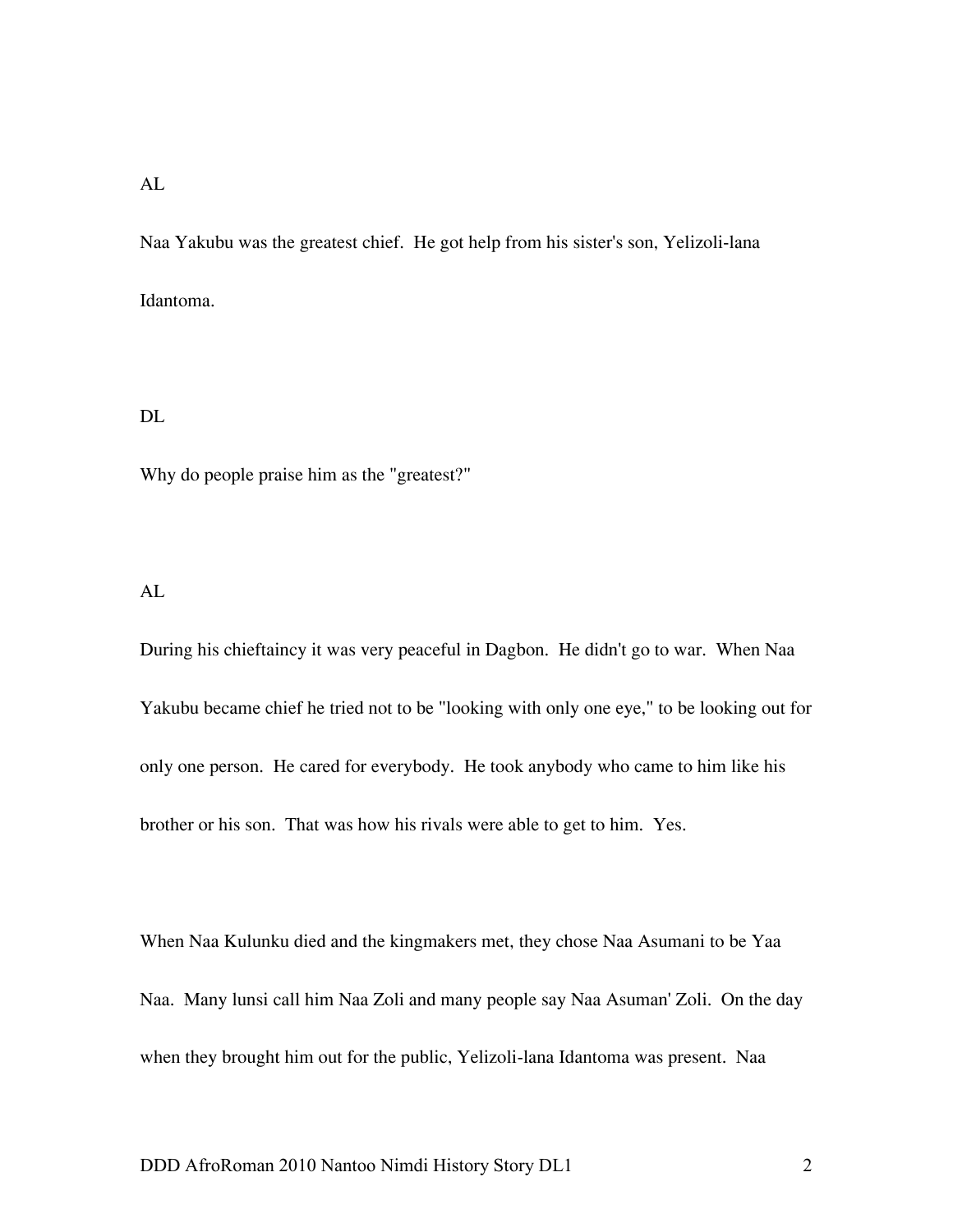AL

Naa Yakubu was the greatest chief. He got help from his sister's son, Yelizoli-lana Idantoma.

DL

Why do people praise him as the "greatest?"

AL

During his chieftaincy it was very peaceful in Dagbon. He didn't go to war. When Naa Yakubu became chief he tried not to be "looking with only one eye," to be looking out for only one person. He cared for everybody. He took anybody who came to him like his brother or his son. That was how his rivals were able to get to him. Yes.

When Naa Kulunku died and the kingmakers met, they chose Naa Asumani to be Yaa Naa. Many lunsi call him Naa Zoli and many people say Naa Asuman' Zoli. On the day when they brought him out for the public, Yelizoli-lana Idantoma was present. Naa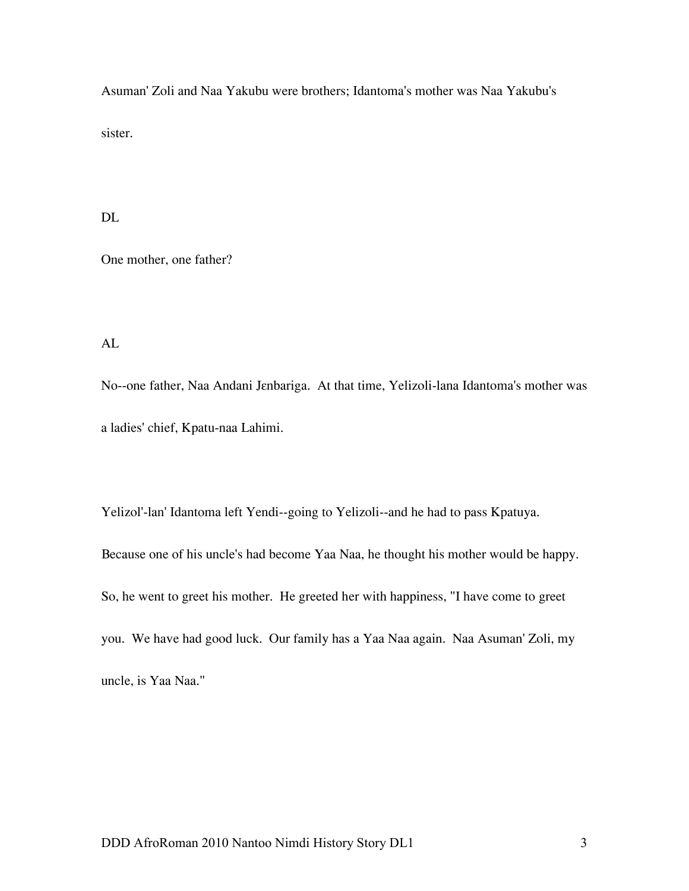Asuman' Zoli and Naa Yakubu were brothers; Idantoma's mother was Naa Yakubu's sister.

DL

One mother, one father?

AL

No--one father, Naa Andani Jɛnbariga. At that time, Yelizoli-lana Idantoma's mother was a ladies' chief, Kpatu-naa Lahimi.

Yelizol'-lan' Idantoma left Yendi--going to Yelizoli--and he had to pass Kpatuya. Because one of his uncle's had become Yaa Naa, he thought his mother would be happy. So, he went to greet his mother. He greeted her with happiness, "I have come to greet you. We have had good luck. Our family has a Yaa Naa again. Naa Asuman' Zoli, my uncle, is Yaa Naa."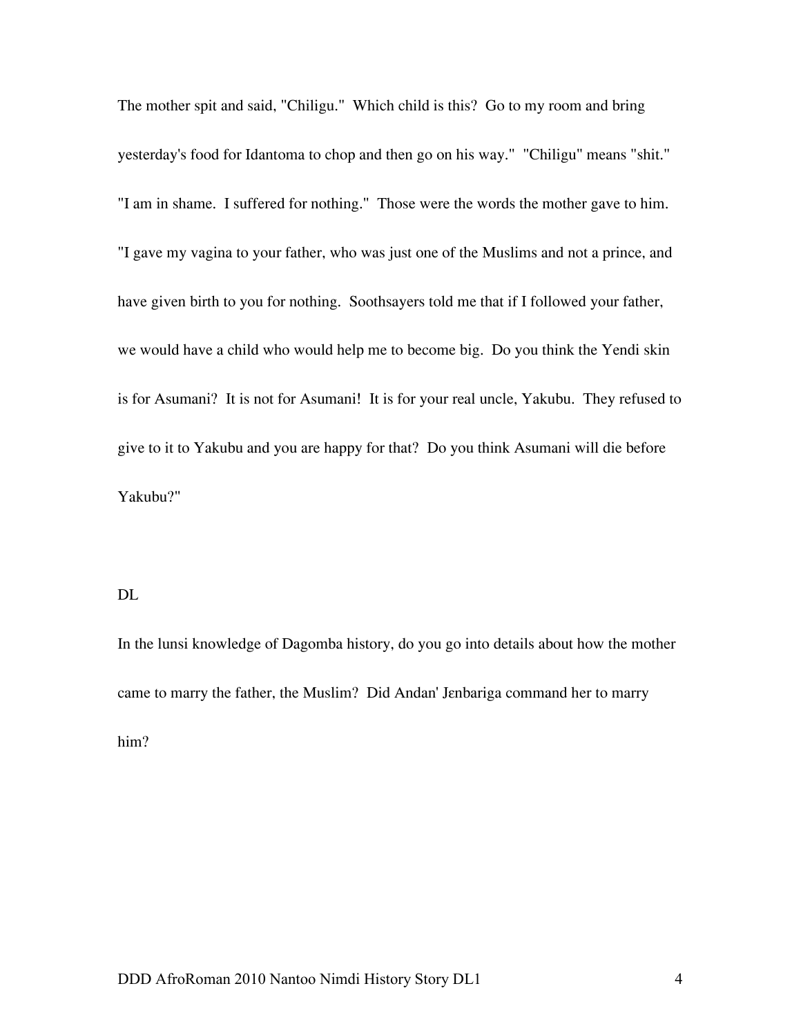The mother spit and said, "Chiligu." Which child is this? Go to my room and bring yesterday's food for Idantoma to chop and then go on his way." "Chiligu" means "shit." "I am in shame. I suffered for nothing." Those were the words the mother gave to him. "I gave my vagina to your father, who was just one of the Muslims and not a prince, and have given birth to you for nothing. Soothsayers told me that if I followed your father, we would have a child who would help me to become big. Do you think the Yendi skin is for Asumani? It is not for Asumani! It is for your real uncle, Yakubu. They refused to give to it to Yakubu and you are happy for that? Do you think Asumani will die before Yakubu?"

DL

In the lunsi knowledge of Dagomba history, do you go into details about how the mother came to marry the father, the Muslim? Did Andan' Jɛnbariga command her to marry him?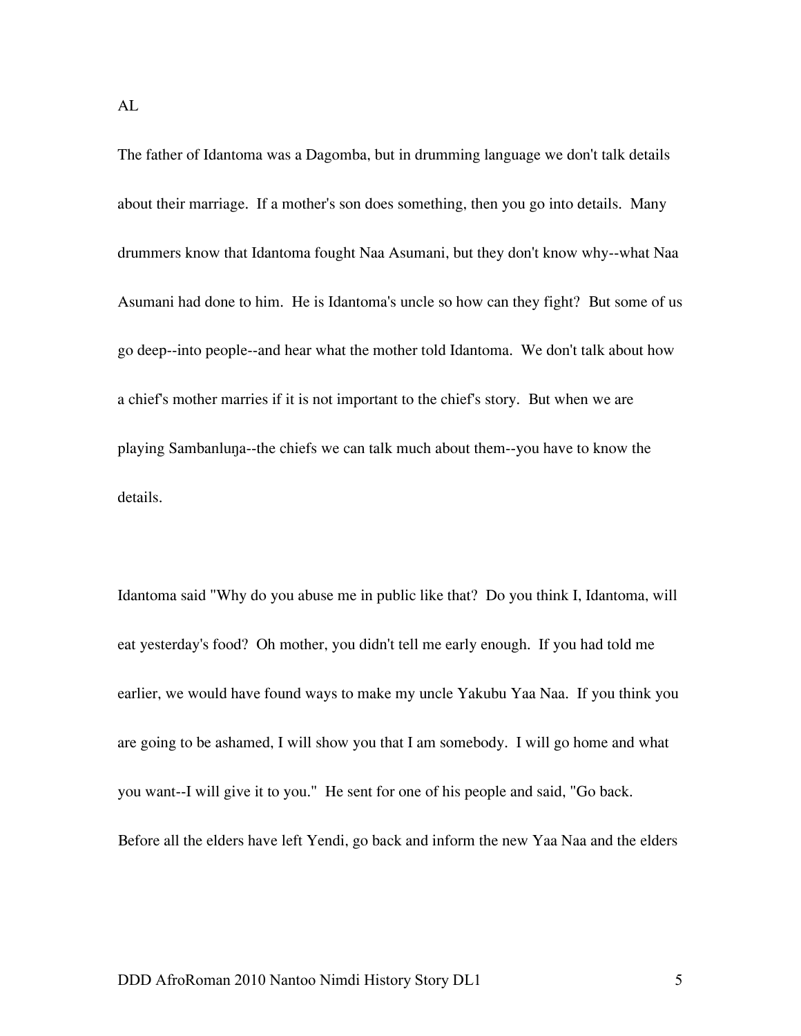AL

The father of Idantoma was a Dagomba, but in drumming language we don't talk details about their marriage. If a mother's son does something, then you go into details. Many drummers know that Idantoma fought Naa Asumani, but they don't know why--what Naa Asumani had done to him. He is Idantoma's uncle so how can they fight? But some of us go deep--into people--and hear what the mother told Idantoma. We don't talk about how a chief's mother marries if it is not important to the chief's story. But when we are playing Sambanluŋa--the chiefs we can talk much about them--you have to know the details.

Idantoma said "Why do you abuse me in public like that? Do you think I, Idantoma, will eat yesterday's food? Oh mother, you didn't tell me early enough. If you had told me earlier, we would have found ways to make my uncle Yakubu Yaa Naa. If you think you are going to be ashamed, I will show you that I am somebody. I will go home and what you want--I will give it to you." He sent for one of his people and said, "Go back. Before all the elders have left Yendi, go back and inform the new Yaa Naa and the elders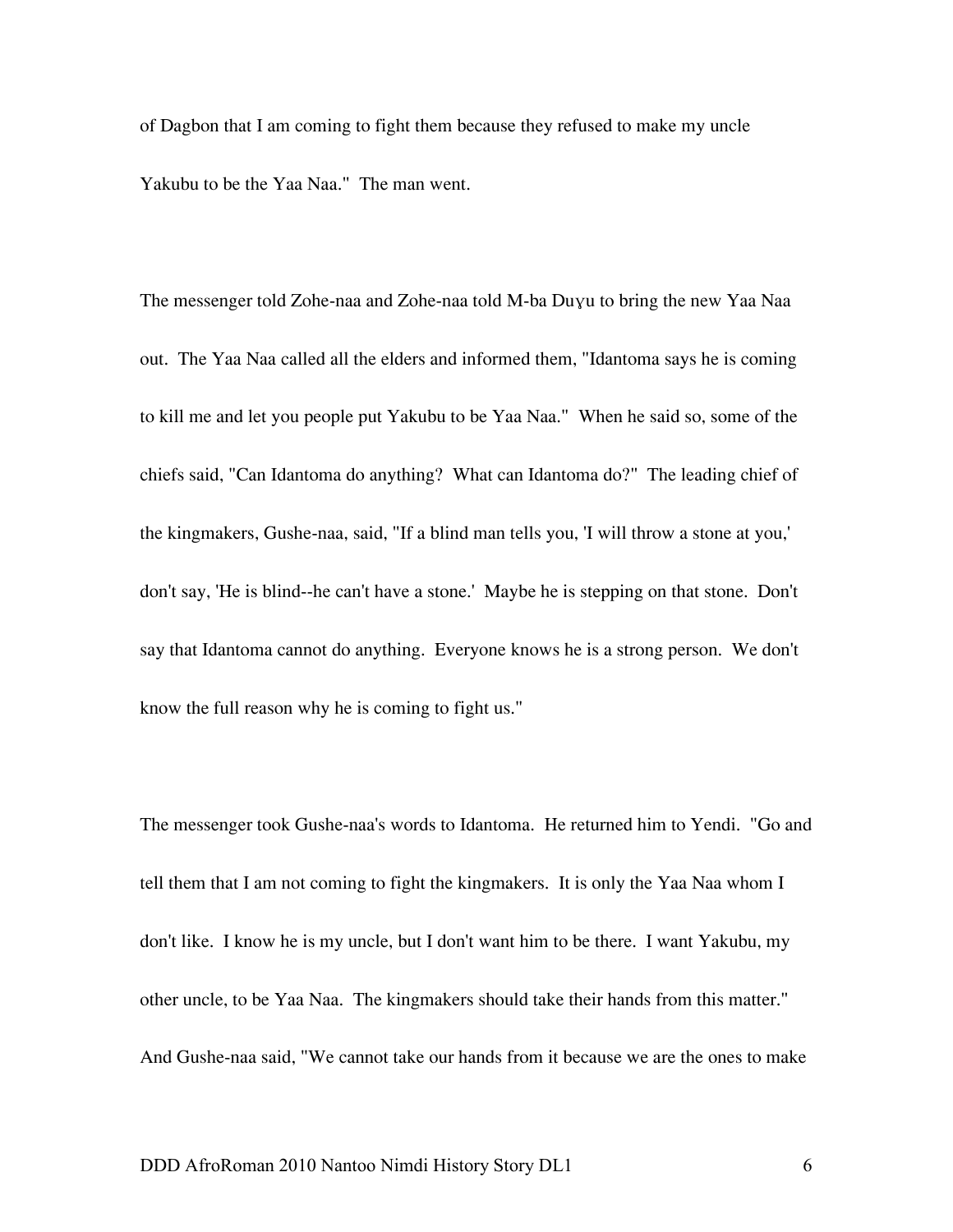of Dagbon that I am coming to fight them because they refused to make my uncle Yakubu to be the Yaa Naa." The man went.

The messenger told Zohe-naa and Zohe-naa told M-ba Duɣu to bring the new Yaa Naa out. The Yaa Naa called all the elders and informed them, "Idantoma says he is coming to kill me and let you people put Yakubu to be Yaa Naa." When he said so, some of the chiefs said, "Can Idantoma do anything? What can Idantoma do?" The leading chief of the kingmakers, Gushe-naa, said, "If a blind man tells you, 'I will throw a stone at you,' don't say, 'He is blind--he can't have a stone.' Maybe he is stepping on that stone. Don't say that Idantoma cannot do anything. Everyone knows he is a strong person. We don't know the full reason why he is coming to fight us."

The messenger took Gushe-naa's words to Idantoma. He returned him to Yendi. "Go and tell them that I am not coming to fight the kingmakers. It is only the Yaa Naa whom I don't like. I know he is my uncle, but I don't want him to be there. I want Yakubu, my other uncle, to be Yaa Naa. The kingmakers should take their hands from this matter." And Gushe-naa said, "We cannot take our hands from it because we are the ones to make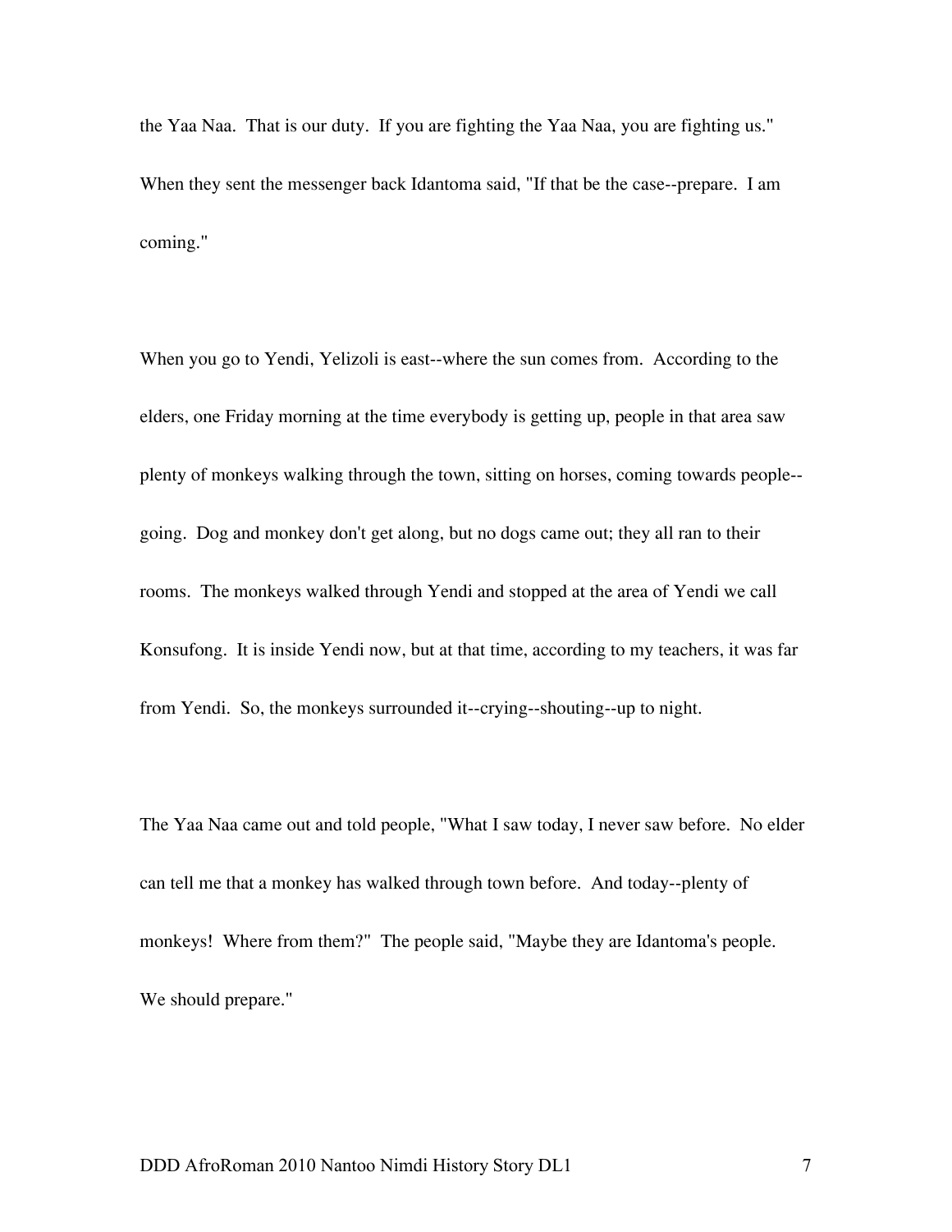the Yaa Naa. That is our duty. If you are fighting the Yaa Naa, you are fighting us." When they sent the messenger back Idantoma said, "If that be the case--prepare. I am coming."

When you go to Yendi, Yelizoli is east--where the sun comes from. According to the elders, one Friday morning at the time everybody is getting up, people in that area saw plenty of monkeys walking through the town, sitting on horses, coming towards people--going. Dog and monkey don't get along, but no dogs came out; they all ran to their rooms. The monkeys walked through Yendi and stopped at the area of Yendi we call Konsufong. It is inside Yendi now, but at that time, according to my teachers, it was far from Yendi. So, the monkeys surrounded it--crying--shouting--up to night.

The Yaa Naa came out and told people, "What I saw today, I never saw before. No elder can tell me that a monkey has walked through town before. And today--plenty of monkeys! Where from them?" The people said, "Maybe they are Idantoma's people. We should prepare."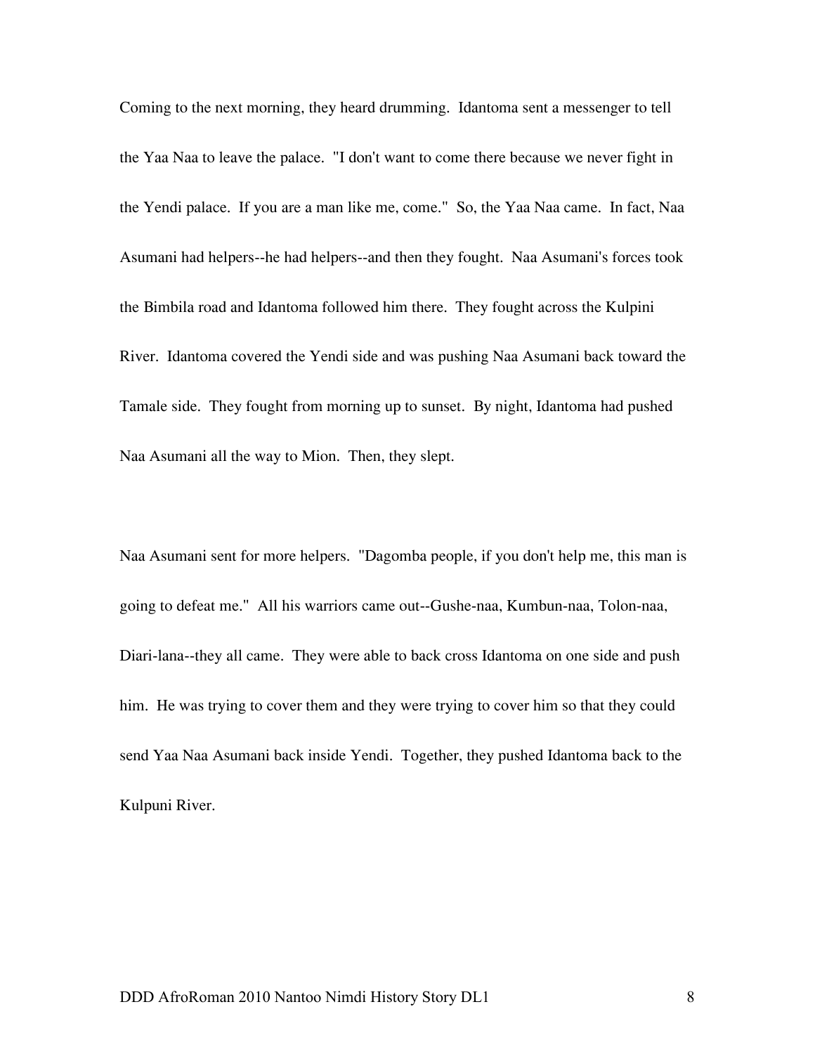Coming to the next morning, they heard drumming. Idantoma sent a messenger to tell the Yaa Naa to leave the palace. "I don't want to come there because we never fight in the Yendi palace. If you are a man like me, come." So, the Yaa Naa came. In fact, Naa Asumani had helpers--he had helpers--and then they fought. Naa Asumani's forces took the Bimbila road and Idantoma followed him there. They fought across the Kulpini River. Idantoma covered the Yendi side and was pushing Naa Asumani back toward the Tamale side. They fought from morning up to sunset. By night, Idantoma had pushed Naa Asumani all the way to Mion. Then, they slept.

Naa Asumani sent for more helpers. "Dagomba people, if you don't help me, this man is going to defeat me." All his warriors came out--Gushe-naa, Kumbun-naa, Tolon-naa, Diari-lana--they all came. They were able to back cross Idantoma on one side and push him. He was trying to cover them and they were trying to cover him so that they could send Yaa Naa Asumani back inside Yendi. Together, they pushed Idantoma back to the Kulpuni River.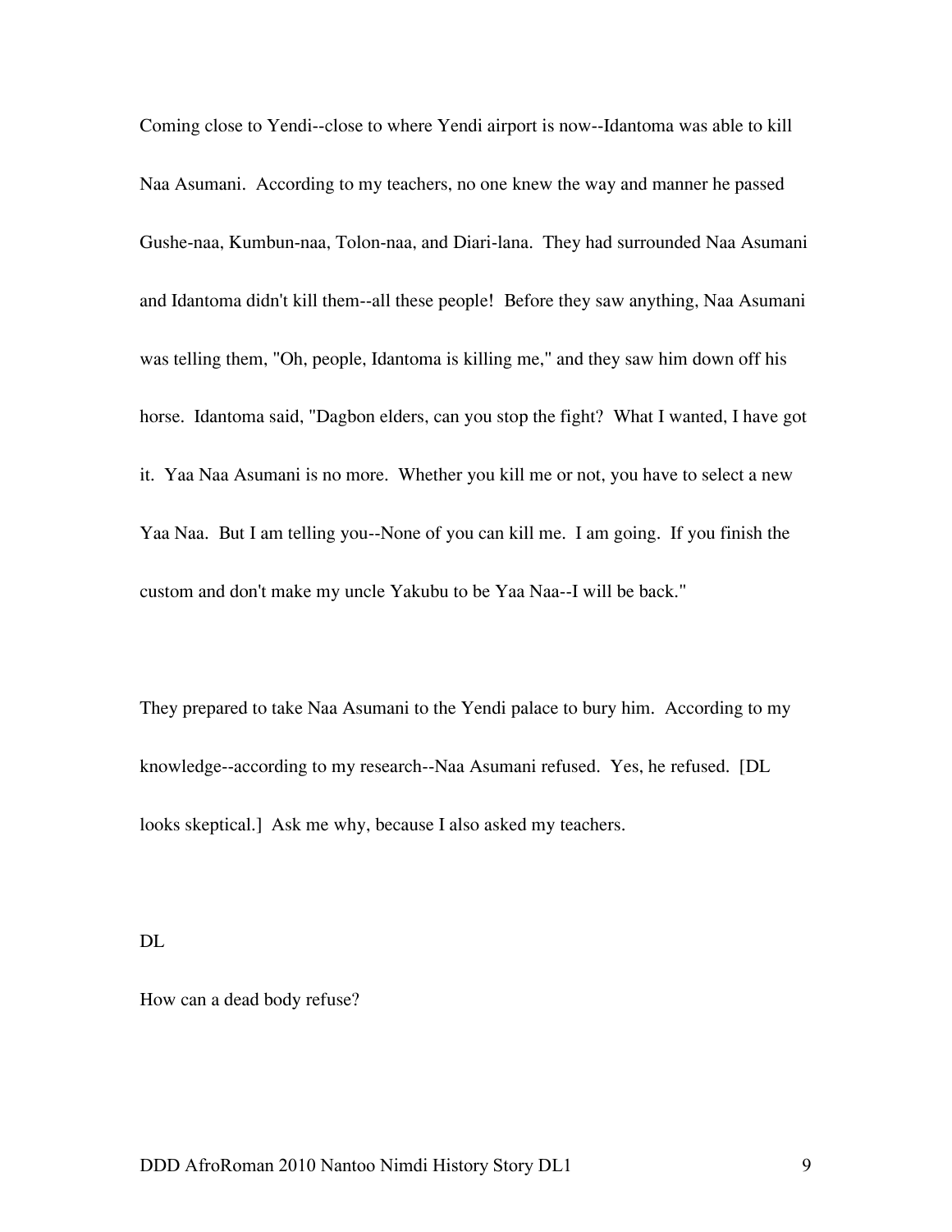Coming close to Yendi--close to where Yendi airport is now--Idantoma was able to kill Naa Asumani. According to my teachers, no one knew the way and manner he passed Gushe-naa, Kumbun-naa, Tolon-naa, and Diari-lana. They had surrounded Naa Asumani and Idantoma didn't kill them--all these people! Before they saw anything, Naa Asumani was telling them, "Oh, people, Idantoma is killing me," and they saw him down off his horse. Idantoma said, "Dagbon elders, can you stop the fight? What I wanted, I have got it. Yaa Naa Asumani is no more. Whether you kill me or not, you have to select a new Yaa Naa. But I am telling you--None of you can kill me. I am going. If you finish the custom and don't make my uncle Yakubu to be Yaa Naa--I will be back."

They prepared to take Naa Asumani to the Yendi palace to bury him. According to my knowledge--according to my research--Naa Asumani refused. Yes, he refused. [DL looks skeptical.] Ask me why, because I also asked my teachers.

DL

How can a dead body refuse?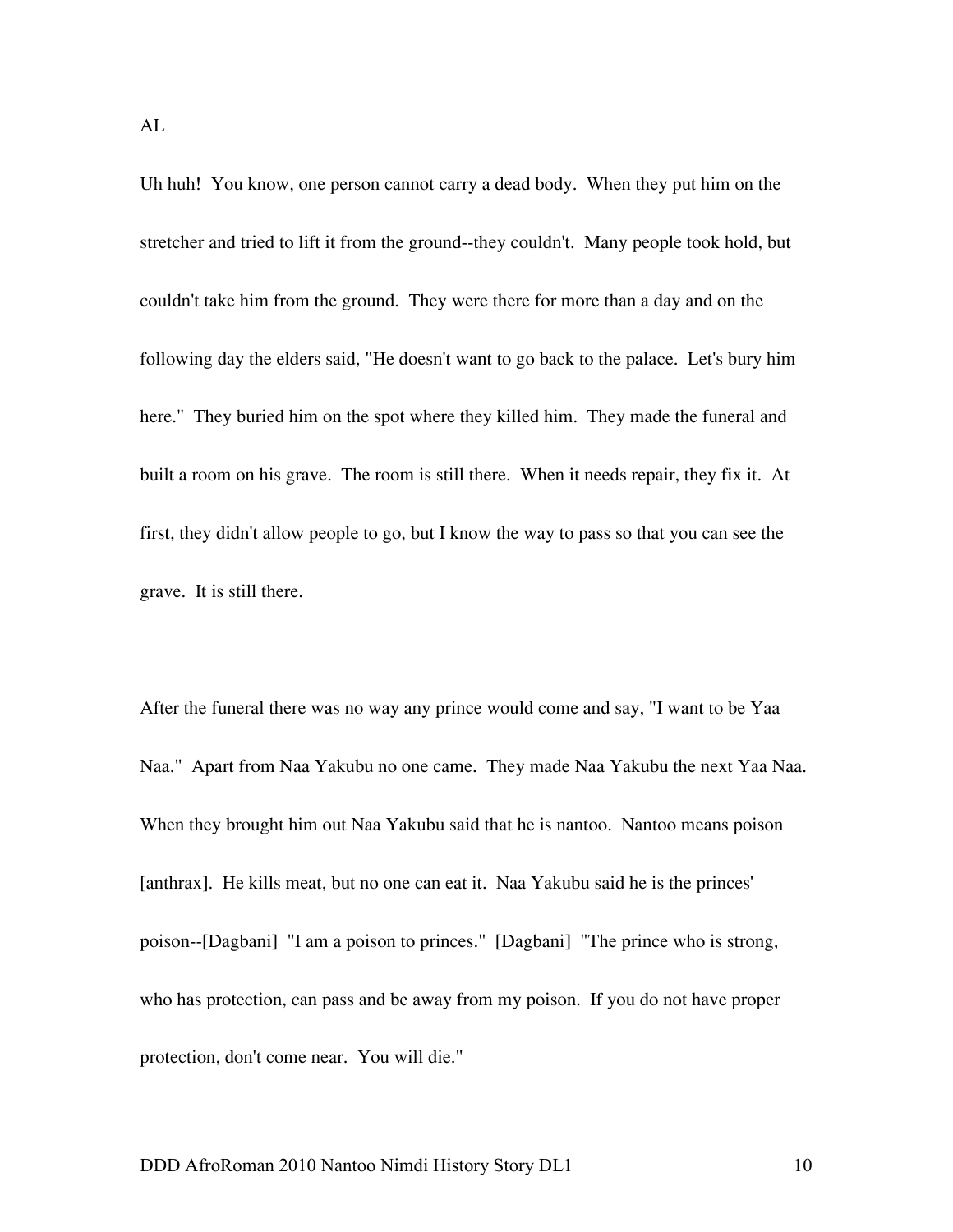AL

Uh huh! You know, one person cannot carry a dead body. When they put him on the stretcher and tried to lift it from the ground--they couldn't. Many people took hold, but couldn't take him from the ground. They were there for more than a day and on the following day the elders said, "He doesn't want to go back to the palace. Let's bury him here." They buried him on the spot where they killed him. They made the funeral and built a room on his grave. The room is still there. When it needs repair, they fix it. At first, they didn't allow people to go, but I know the way to pass so that you can see the grave. It is still there.

After the funeral there was no way any prince would come and say, "I want to be Yaa Naa." Apart from Naa Yakubu no one came. They made Naa Yakubu the next Yaa Naa. When they brought him out Naa Yakubu said that he is nantoo. Nantoo means poison [anthrax]. He kills meat, but no one can eat it. Naa Yakubu said he is the princes' poison--[Dagbani] "I am a poison to princes." [Dagbani] "The prince who is strong, who has protection, can pass and be away from my poison. If you do not have proper protection, don't come near. You will die."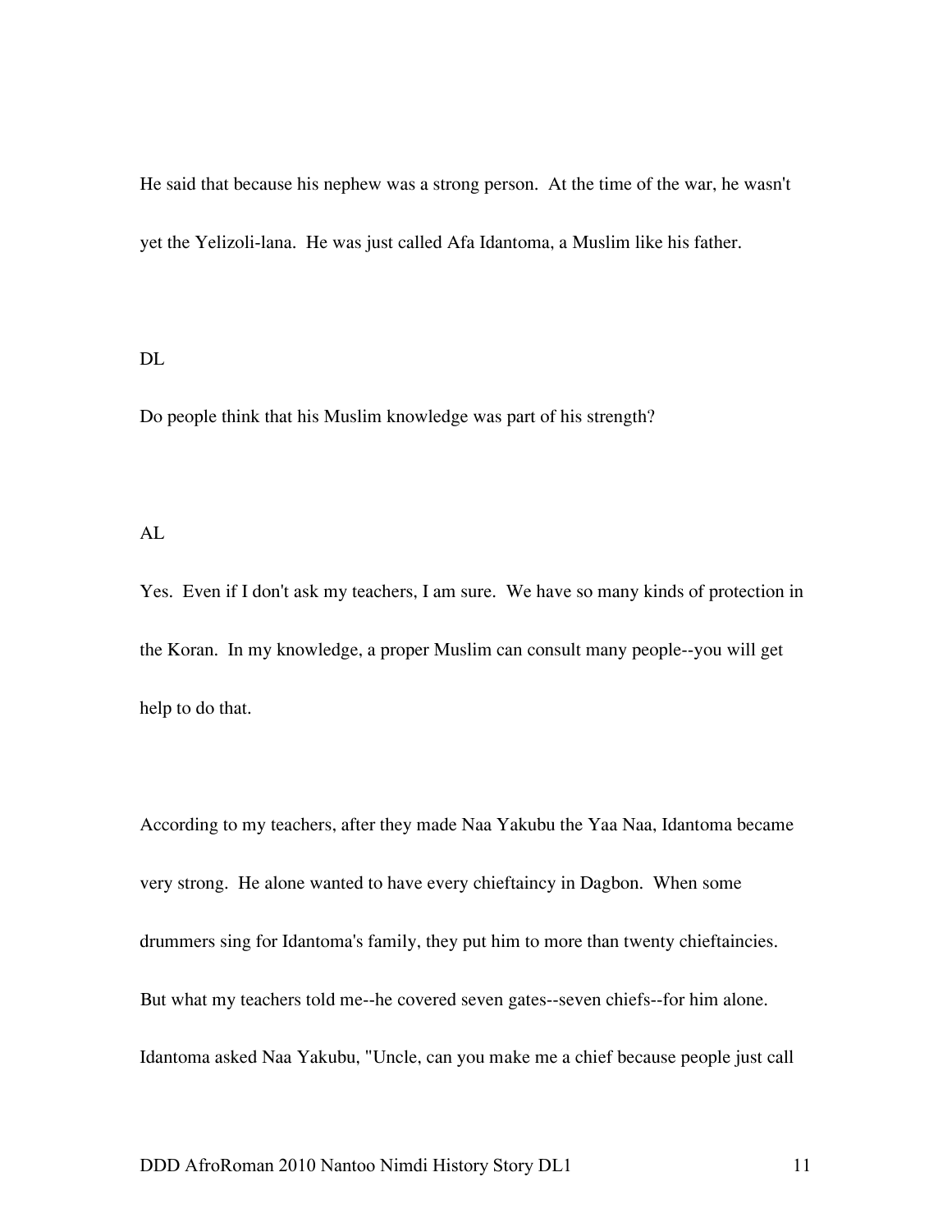He said that because his nephew was a strong person. At the time of the war, he wasn't yet the Yelizoli-lana. He was just called Afa Idantoma, a Muslim like his father.

DL

Do people think that his Muslim knowledge was part of his strength?

AL

Yes. Even if I don't ask my teachers, I am sure. We have so many kinds of protection in the Koran. In my knowledge, a proper Muslim can consult many people--you will get help to do that.

According to my teachers, after they made Naa Yakubu the Yaa Naa, Idantoma became very strong. He alone wanted to have every chieftaincy in Dagbon. When some drummers sing for Idantoma's family, they put him to more than twenty chieftaincies. But what my teachers told me--he covered seven gates--seven chiefs--for him alone. Idantoma asked Naa Yakubu, "Uncle, can you make me a chief because people just call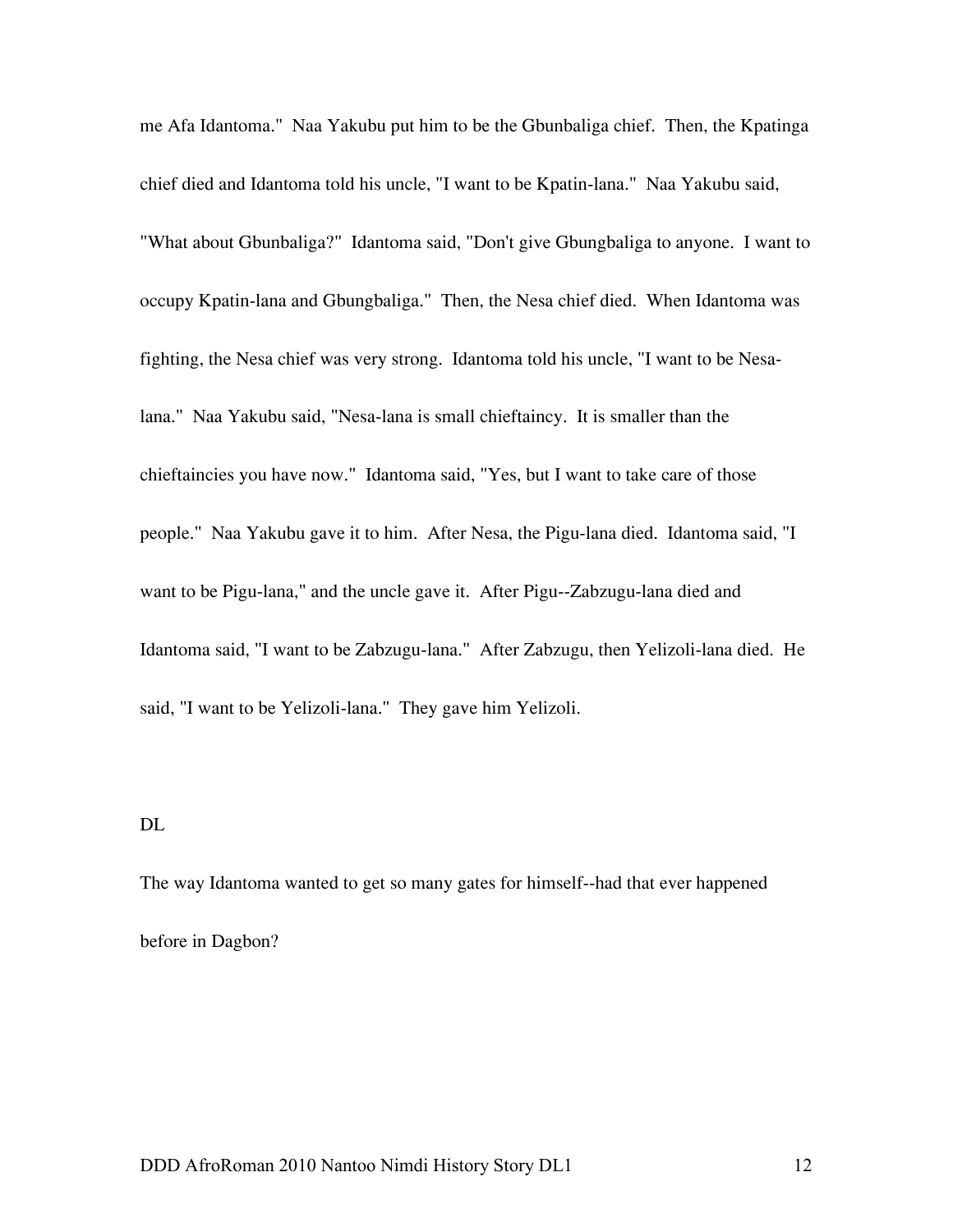me Afa Idantoma." Naa Yakubu put him to be the Gbunbaliga chief. Then, the Kpatinga chief died and Idantoma told his uncle, "I want to be Kpatin-lana." Naa Yakubu said, "What about Gbunbaliga?" Idantoma said, "Don't give Gbungbaliga to anyone. I want to occupy Kpatin-lana and Gbungbaliga." Then, the Nesa chief died. When Idantoma was fighting, the Nesa chief was very strong. Idantoma told his uncle, "I want to be Nesa-lana." Naa Yakubu said, "Nesa-lana is small chieftaincy. It is smaller than the chieftaincies you have now." Idantoma said, "Yes, but I want to take care of those people." Naa Yakubu gave it to him. After Nesa, the Pigu-lana died. Idantoma said, "I want to be Pigu-lana," and the uncle gave it. After Pigu--Zabzugu-lana died and Idantoma said, "I want to be Zabzugu-lana." After Zabzugu, then Yelizoli-lana died. He said, "I want to be Yelizoli-lana." They gave him Yelizoli.

DL

The way Idantoma wanted to get so many gates for himself--had that ever happened before in Dagbon?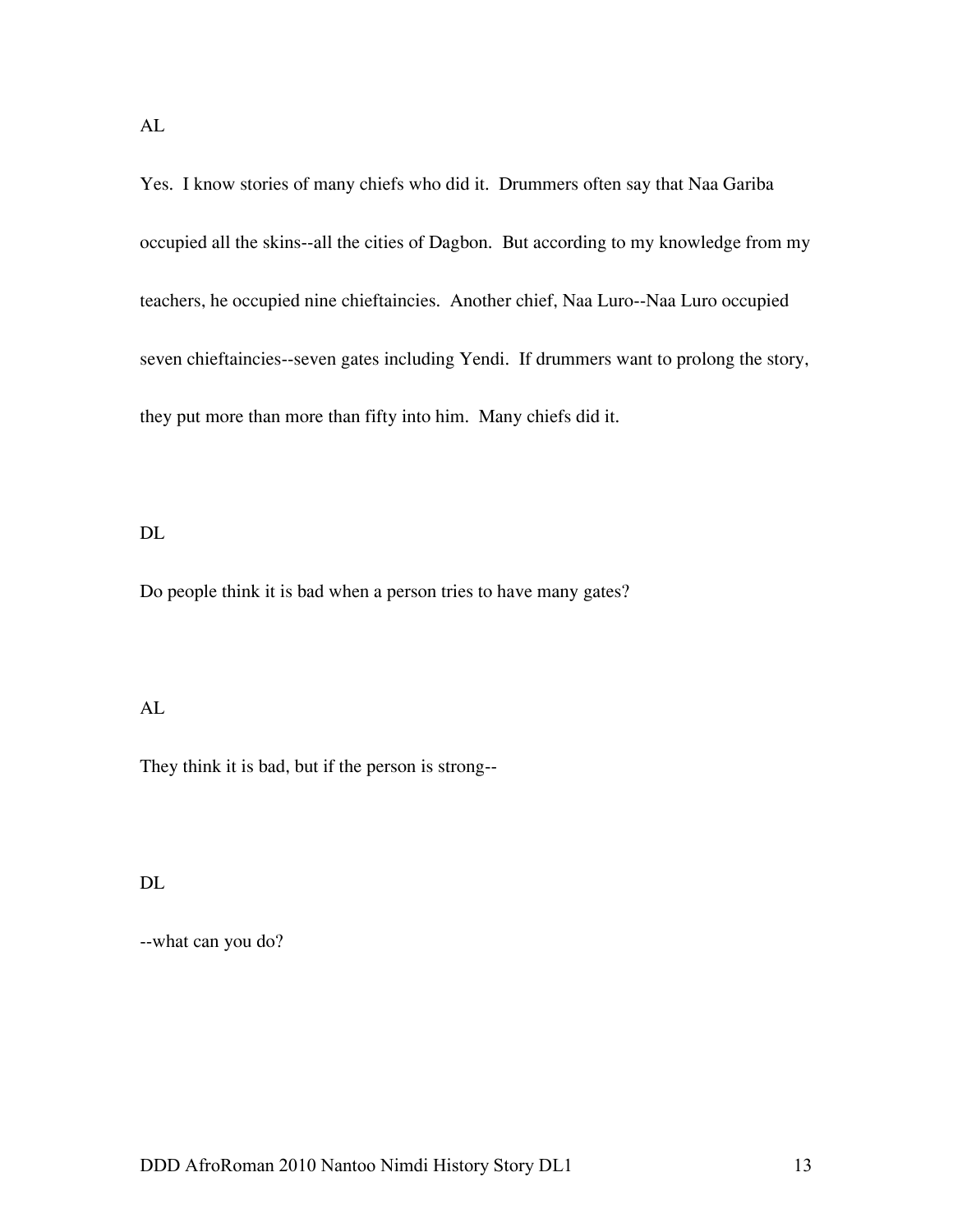AL

Yes. I know stories of many chiefs who did it. Drummers often say that Naa Gariba occupied all the skins--all the cities of Dagbon. But according to my knowledge from my teachers, he occupied nine chieftaincies. Another chief, Naa Luro--Naa Luro occupied seven chieftaincies--seven gates including Yendi. If drummers want to prolong the story, they put more than more than fifty into him. Many chiefs did it.

DL

Do people think it is bad when a person tries to have many gates?

AL

They think it is bad, but if the person is strong--

DL

--what can you do?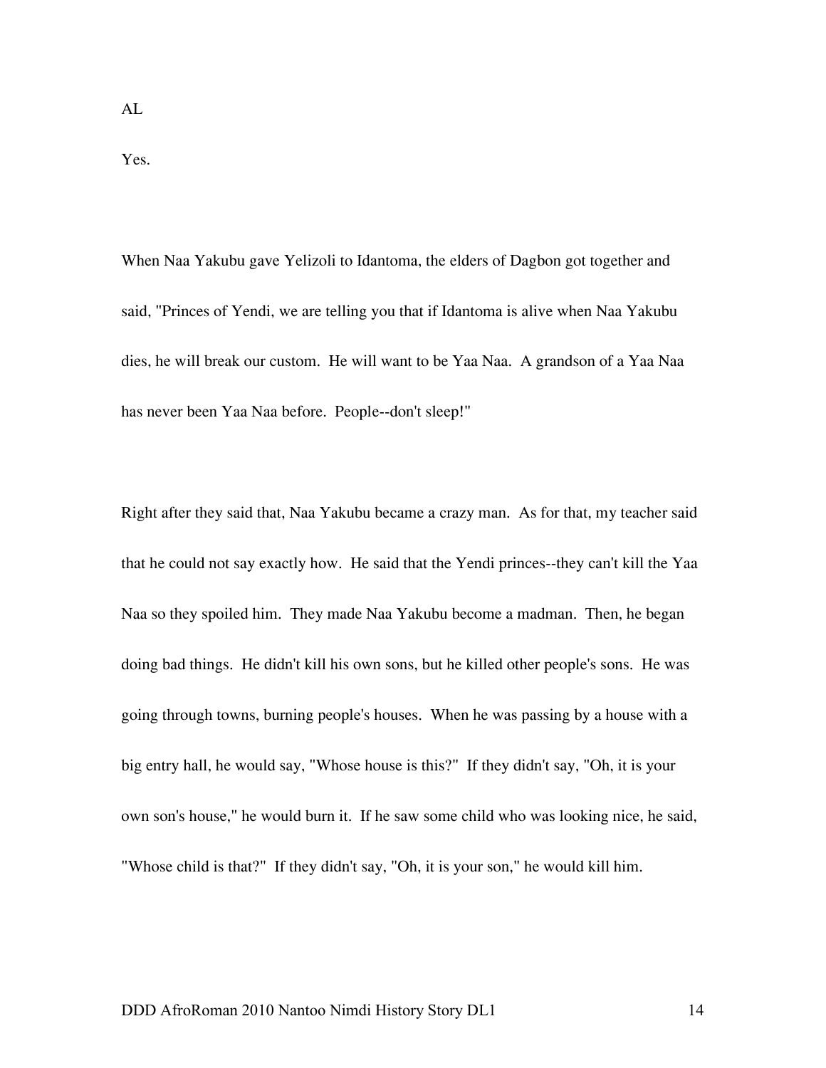AL

Yes.

When Naa Yakubu gave Yelizoli to Idantoma, the elders of Dagbon got together and said, "Princes of Yendi, we are telling you that if Idantoma is alive when Naa Yakubu dies, he will break our custom. He will want to be Yaa Naa. A grandson of a Yaa Naa has never been Yaa Naa before. People--don't sleep!"

Right after they said that, Naa Yakubu became a crazy man. As for that, my teacher said that he could not say exactly how. He said that the Yendi princes--they can't kill the Yaa Naa so they spoiled him. They made Naa Yakubu become a madman. Then, he began doing bad things. He didn't kill his own sons, but he killed other people's sons. He was going through towns, burning people's houses. When he was passing by a house with a big entry hall, he would say, "Whose house is this?" If they didn't say, "Oh, it is your own son's house," he would burn it. If he saw some child who was looking nice, he said, "Whose child is that?" If they didn't say, "Oh, it is your son," he would kill him.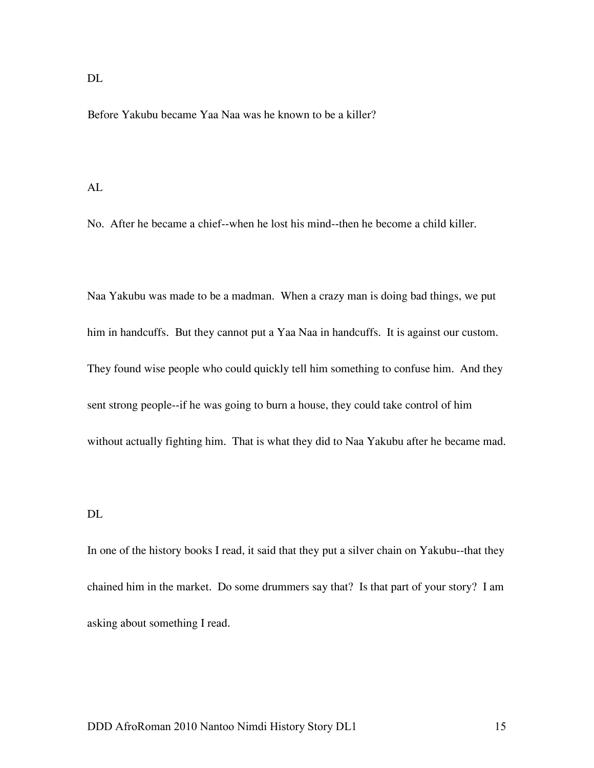DL

Before Yakubu became Yaa Naa was he known to be a killer?

AL

No. After he became a chief--when he lost his mind--then he become a child killer.

Naa Yakubu was made to be a madman. When a crazy man is doing bad things, we put him in handcuffs. But they cannot put a Yaa Naa in handcuffs. It is against our custom. They found wise people who could quickly tell him something to confuse him. And they sent strong people--if he was going to burn a house, they could take control of him without actually fighting him. That is what they did to Naa Yakubu after he became mad.

DL

In one of the history books I read, it said that they put a silver chain on Yakubu--that they chained him in the market. Do some drummers say that? Is that part of your story? I am asking about something I read.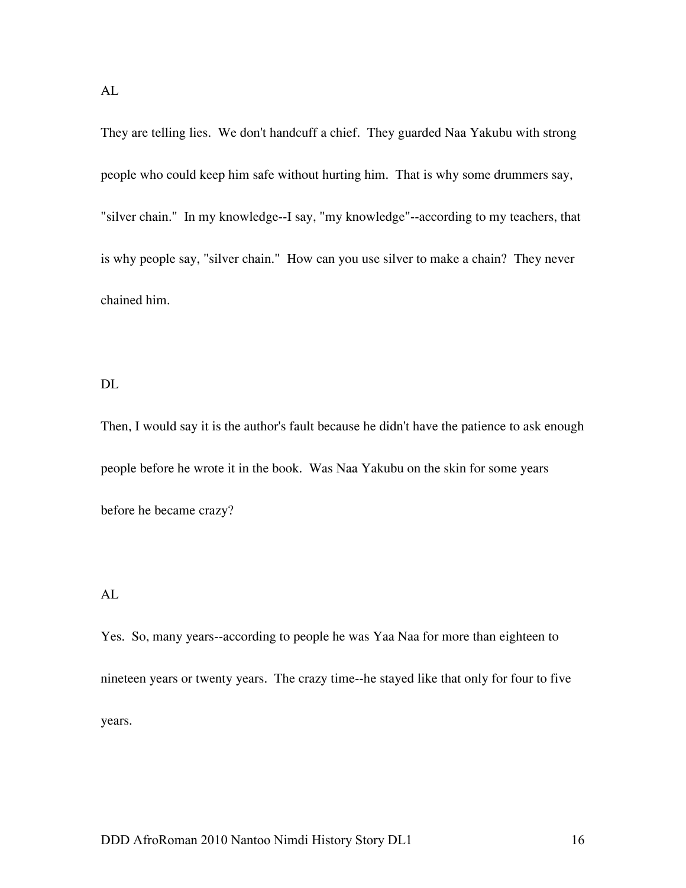AL

They are telling lies. We don't handcuff a chief. They guarded Naa Yakubu with strong people who could keep him safe without hurting him. That is why some drummers say, "silver chain." In my knowledge--I say, "my knowledge"--according to my teachers, that is why people say, "silver chain." How can you use silver to make a chain? They never chained him.

DL

Then, I would say it is the author's fault because he didn't have the patience to ask enough people before he wrote it in the book. Was Naa Yakubu on the skin for some years before he became crazy?

AL

Yes. So, many years--according to people he was Yaa Naa for more than eighteen to nineteen years or twenty years. The crazy time--he stayed like that only for four to five years.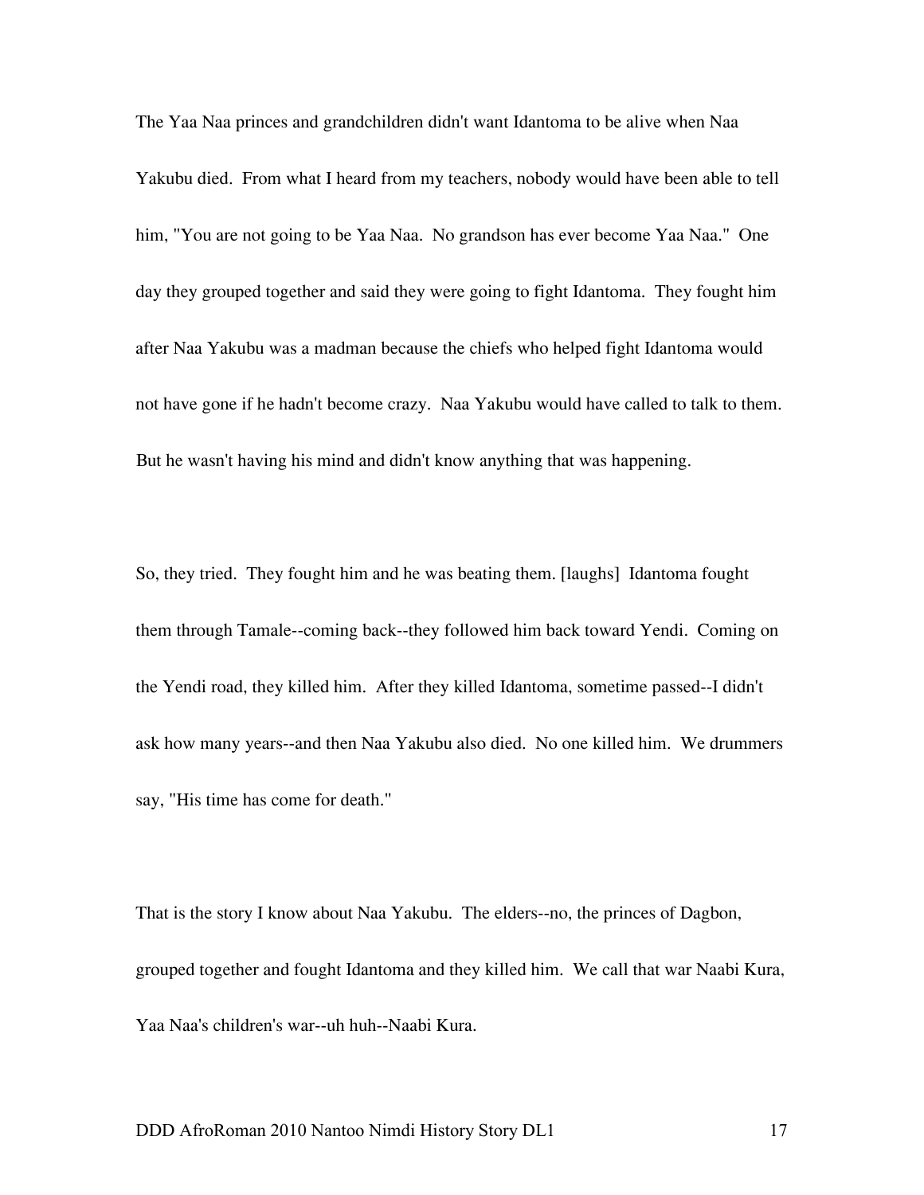The Yaa Naa princes and grandchildren didn't want Idantoma to be alive when Naa Yakubu died. From what I heard from my teachers, nobody would have been able to tell him, "You are not going to be Yaa Naa. No grandson has ever become Yaa Naa." One day they grouped together and said they were going to fight Idantoma. They fought him after Naa Yakubu was a madman because the chiefs who helped fight Idantoma would not have gone if he hadn't become crazy. Naa Yakubu would have called to talk to them. But he wasn't having his mind and didn't know anything that was happening.

So, they tried. They fought him and he was beating them. [laughs] Idantoma fought them through Tamale--coming back--they followed him back toward Yendi. Coming on the Yendi road, they killed him. After they killed Idantoma, sometime passed--I didn't ask how many years--and then Naa Yakubu also died. No one killed him. We drummers say, "His time has come for death."

That is the story I know about Naa Yakubu. The elders--no, the princes of Dagbon, grouped together and fought Idantoma and they killed him. We call that war Naabi Kura, Yaa Naa's children's war--uh huh--Naabi Kura.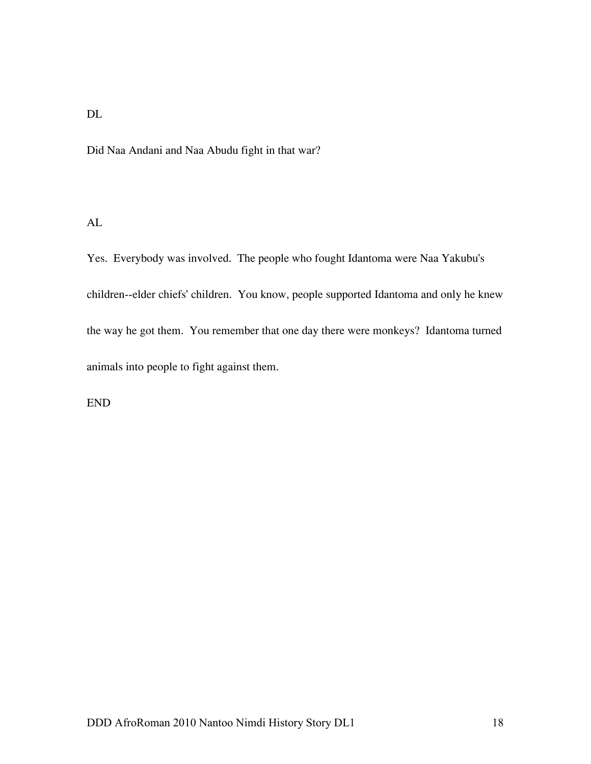DL

Did Naa Andani and Naa Abudu fight in that war?

AL

Yes. Everybody was involved. The people who fought Idantoma were Naa Yakubu's children--elder chiefs' children. You know, people supported Idantoma and only he knew the way he got them. You remember that one day there were monkeys? Idantoma turned animals into people to fight against them.

END